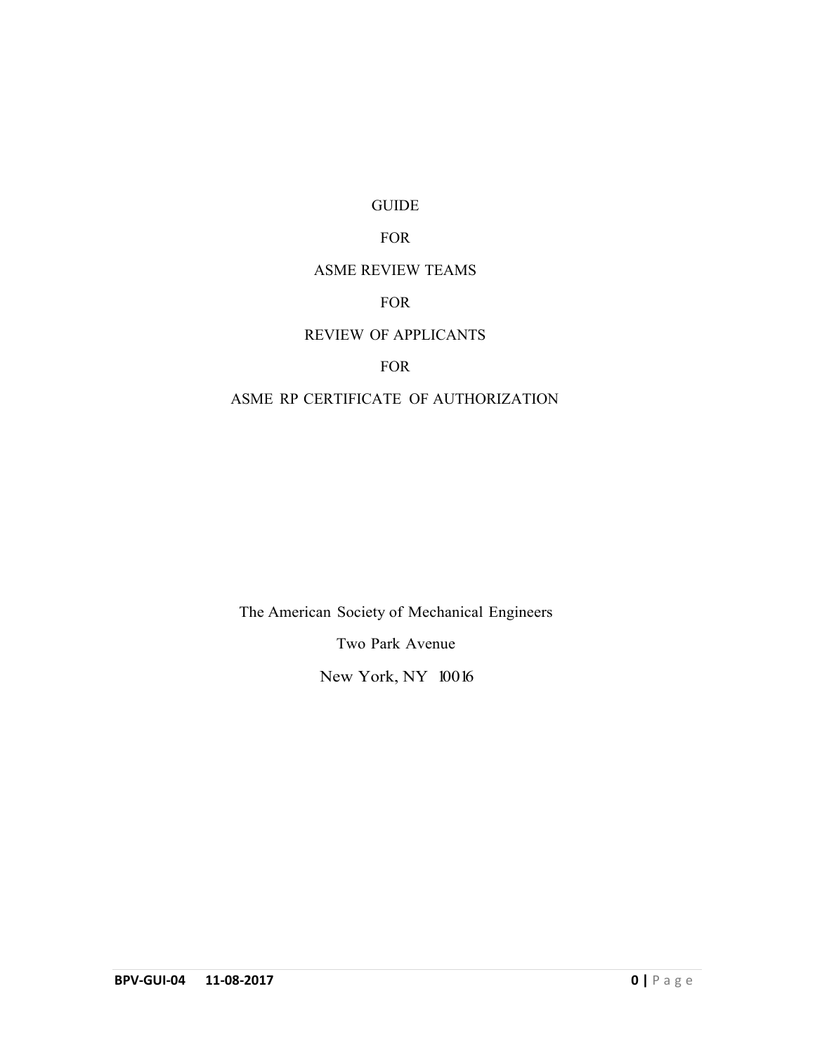# GUIDE

# FOR

# ASME REVIEW TEAMS

# FOR

# REVIEW OF APPLICANTS

# FOR

# ASME RP CERTIFICATE OF AUTHORIZATION

The American Society of Mechanical Engineers

Two Park Avenue

New York, NY 10016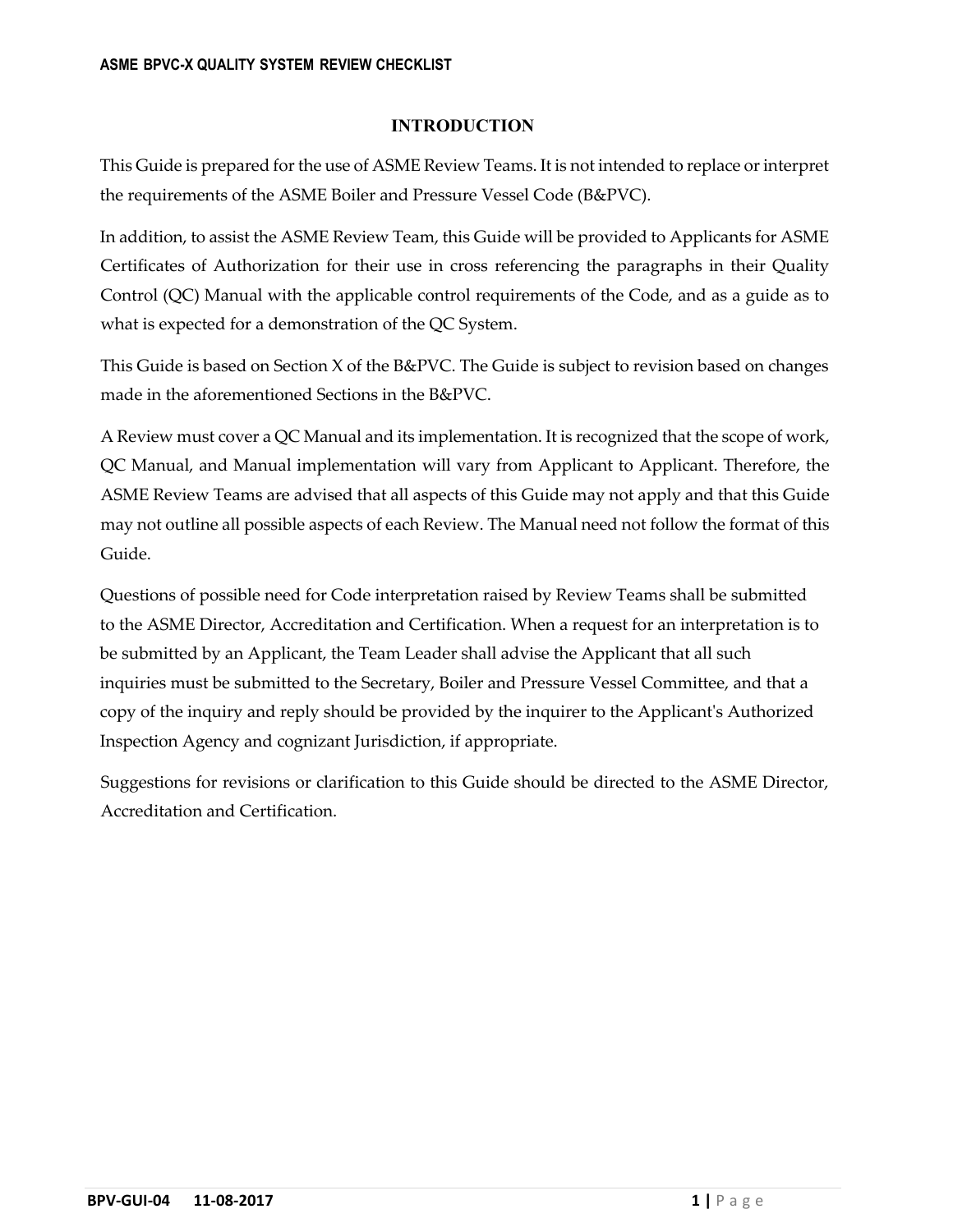# INTRODUCTION

This Guide is prepared for the use of ASME Review Teams. It is not intended to replace or interpret the requirements of the ASME Boiler and Pressure Vessel Code (B&PVC).

In addition, to assist the ASME Review Team, this Guide will be provided to Applicants for ASME Certificates of Authorization for their use in cross referencing the paragraphs in their Quality Control (QC) Manual with the applicable control requirements of the Code, and as a guide as to what is expected for a demonstration of the QC System.

This Guide is based on Section X of the B&PVC. The Guide is subject to revision based on changes made in the aforementioned Sections in the B&PVC.

A Review must cover a QC Manual and its implementation. It is recognized that the scope of work, QC Manual, and Manual implementation will vary from Applicant to Applicant. Therefore, the ASME Review Teams are advised that all aspects of this Guide may not apply and that this Guide may not outline all possible aspects of each Review. The Manual need not follow the format of this Guide.

Questions of possible need for Code interpretation raised by Review Teams shall be submitted to the ASME Director, Accreditation and Certification. When a request for an interpretation is to be submitted by an Applicant, the Team Leader shall advise the Applicant that all such inquiries must be submitted to the Secretary, Boiler and Pressure Vessel Committee, and that a copy of the inquiry and reply should be provided by the inquirer to the Applicant's Authorized Inspection Agency and cognizant Jurisdiction, if appropriate.

Suggestions for revisions or clarification to this Guide should be directed to the ASME Director, Accreditation and Certification.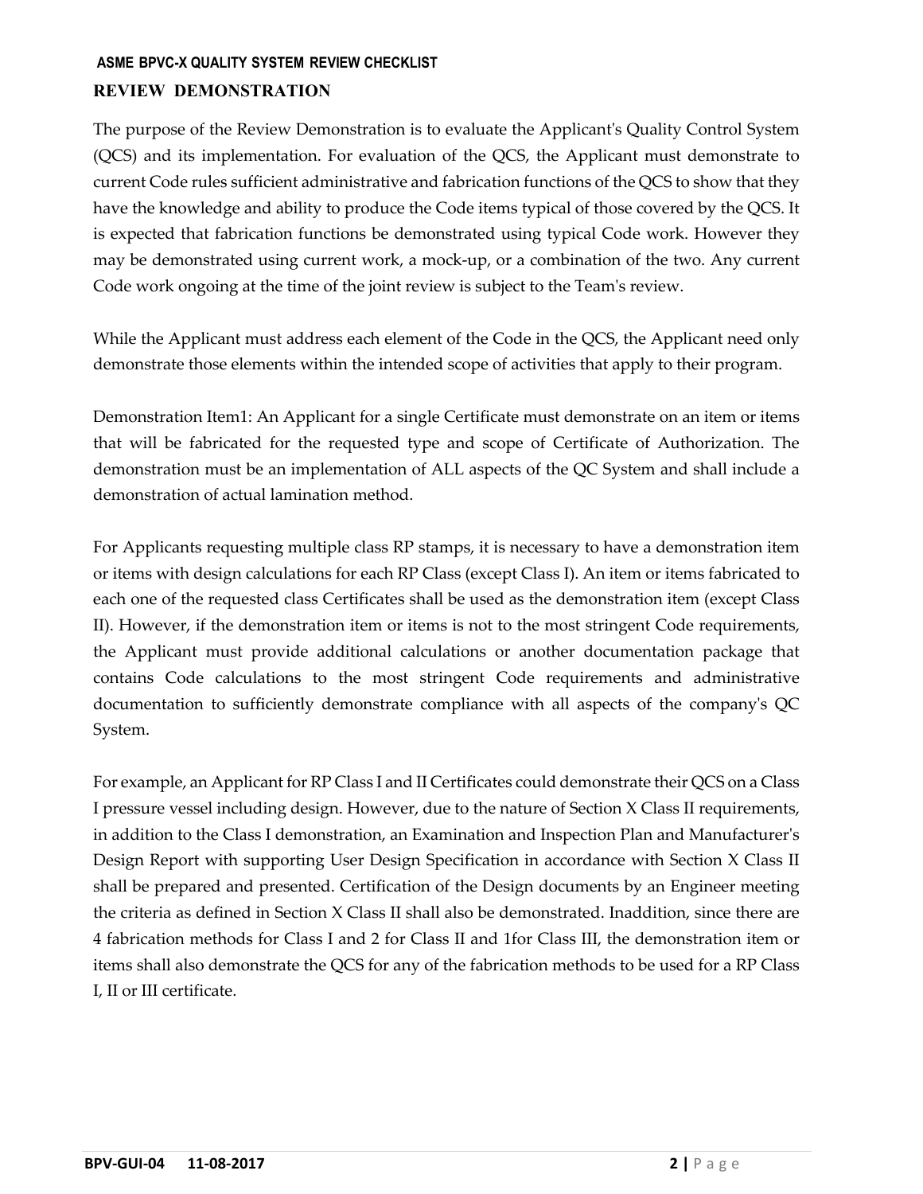## REVIEW DEMONSTRATION

The purpose of the Review Demonstration is to evaluate the Applicant's Quality Control System (QCS) and its implementation. For evaluation of the QCS, the Applicant must demonstrate to current Code rules sufficient administrative and fabrication functions of the QCS to show that they have the knowledge and ability to produce the Code items typical of those covered by the QCS. It is expected that fabrication functions be demonstrated using typical Code work. However they may be demonstrated using current work, a mock-up, or a combination of the two. Any current Code work ongoing at the time of the joint review is subject to the Team's review.

While the Applicant must address each element of the Code in the QCS, the Applicant need only demonstrate those elements within the intended scope of activities that apply to their program.

Demonstration Item1: An Applicant for a single Certificate must demonstrate on an item or items that will be fabricated for the requested type and scope of Certificate of Authorization. The demonstration must be an implementation of ALL aspects of the QC System and shall include a demonstration of actual lamination method.

For Applicants requesting multiple class RP stamps, it is necessary to have a demonstration item or items with design calculations for each RP Class (except Class I). An item or items fabricated to each one of the requested class Certificates shall be used as the demonstration item (except Class II). However, if the demonstration item or items is not to the most stringent Code requirements, the Applicant must provide additional calculations or another documentation package that contains Code calculations to the most stringent Code requirements and administrative documentation to sufficiently demonstrate compliance with all aspects of the company's QC System.

For example, an Applicant for RP Class I and II Certificates could demonstrate their QCS on a Class I pressure vessel including design. However, due to the nature of Section X Class II requirements, in addition to the Class I demonstration, an Examination and Inspection Plan and Manufacturer's Design Report with supporting User Design Specification in accordance with Section X Class II shall be prepared and presented. Certification of the Design documents by an Engineer meeting the criteria as defined in Section X Class II shall also be demonstrated. Inaddition, since there are 4 fabrication methods for Class I and 2 for Class II and 1for Class III, the demonstration item or items shall also demonstrate the QCS for any of the fabrication methods to be used for a RP Class I, II or III certificate.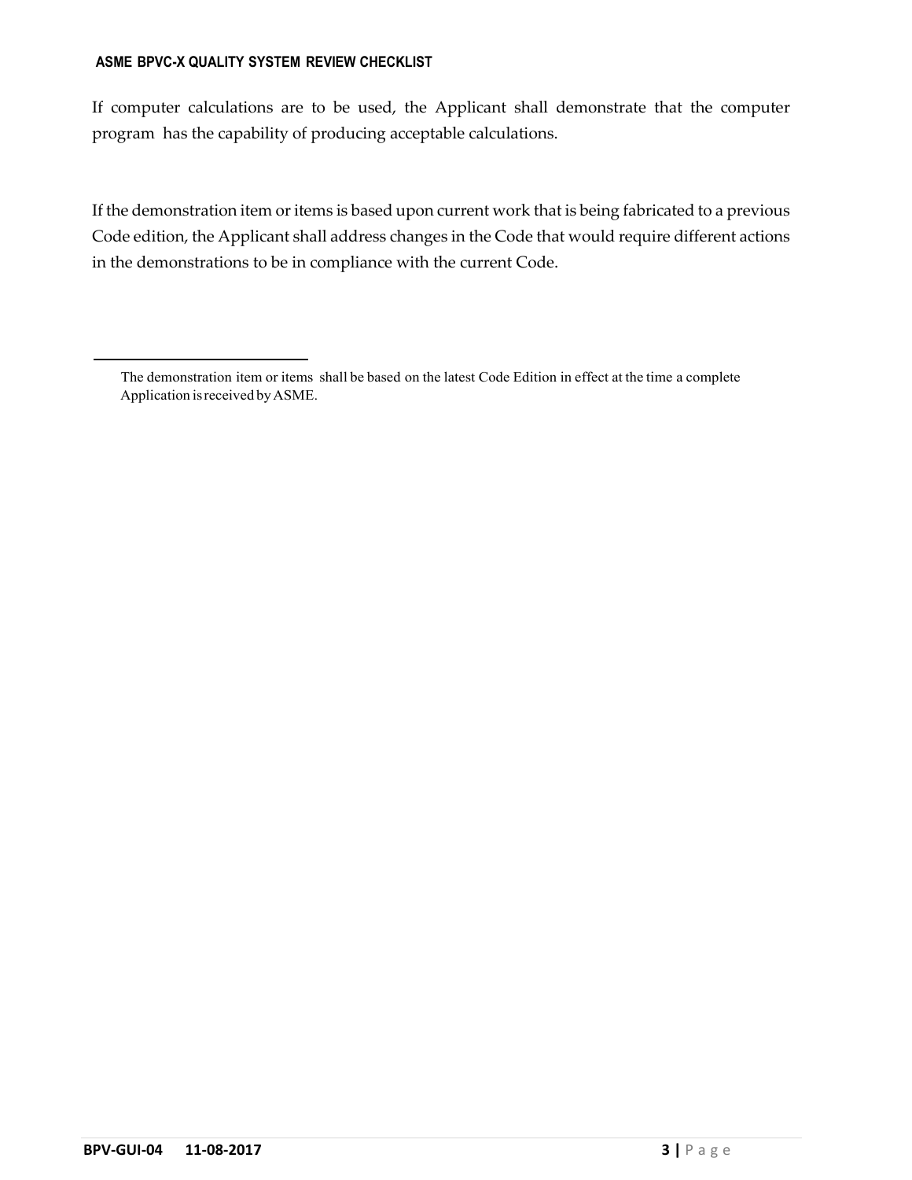If computer calculations are to be used, the Applicant shall demonstrate that the computer program has the capability of producing acceptable calculations.

If the demonstration item or items is based upon current work that is being fabricated to a previous Code edition, the Applicant shall address changes in the Code that would require different actions in the demonstrations to be in compliance with the current Code.

---

The demonstration item or items shall be based on the latest Code Edition in effect at the time a complete Application is received by ASME.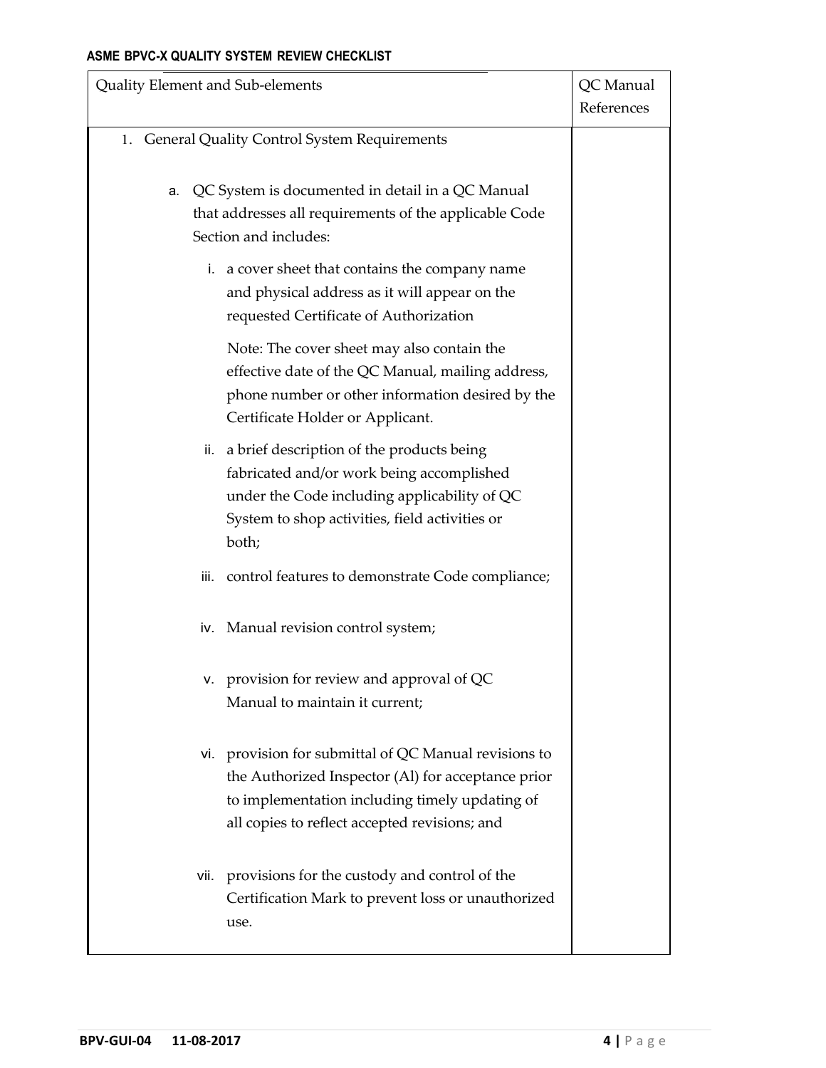## ASME BPVC-X QUALITY SYSTEM REVIEW CHECKLIST

| Quality Element and Sub-elements | QC Manual References |
|---|---|
| 1. General Quality Control System Requirements | |
| a. QC System is documented in detail in a QC Manual that addresses all requirements of the applicable Code Section and includes: | |
| i. a cover sheet that contains the company name and physical address as it will appear on the requested Certificate of Authorization | |
| Note: The cover sheet may also contain the effective date of the QC Manual, mailing address, phone number or other information desired by the Certificate Holder or Applicant. | |
| ii. a brief description of the products being fabricated and/or work being accomplished under the Code including applicability of QC System to shop activities, field activities or both; | |
| iii. control features to demonstrate Code compliance; | |
| iv. Manual revision control system; | |
| v. provision for review and approval of QC Manual to maintain it current; | |
| vi. provision for submittal of QC Manual revisions to the Authorized Inspector (AI) for acceptance prior to implementation including timely updating of all copies to reflect accepted revisions; and | |
| vii. provisions for the custody and control of the Certification Mark to prevent loss or unauthorized use. | |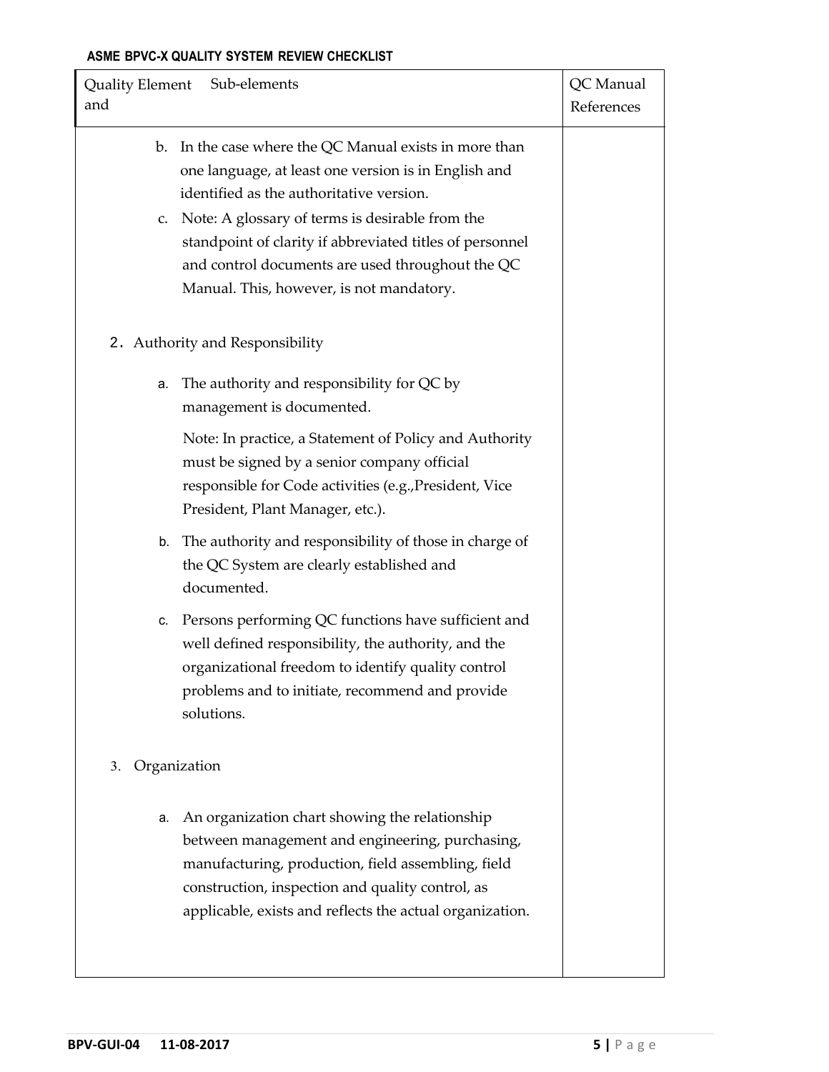| Quality Element and | Sub-elements | QC Manual References |
|---|---|---|
| | b. In the case where the QC Manual exists in more than one language, at least one version is in English and identified as the authoritative version. | |
| | c. Note: A glossary of terms is desirable from the standpoint of clarity if abbreviated titles of personnel and control documents are used throughout the QC Manual. This, however, is not mandatory. | |
| 2. Authority and Responsibility | | |
| | a. The authority and responsibility for QC by management is documented. | |
| | Note: In practice, a Statement of Policy and Authority must be signed by a senior company official responsible for Code activities (e.g.,President, Vice President, Plant Manager, etc.). | |
| | b. The authority and responsibility of those in charge of the QC System are clearly established and documented. | |
| | c. Persons performing QC functions have sufficient and well defined responsibility, the authority, and the organizational freedom to identify quality control problems and to initiate, recommend and provide solutions. | |
| 3. Organization | | |
| | a. An organization chart showing the relationship between management and engineering, purchasing, manufacturing, production, field assembling, field construction, inspection and quality control, as applicable, exists and reflects the actual organization. | |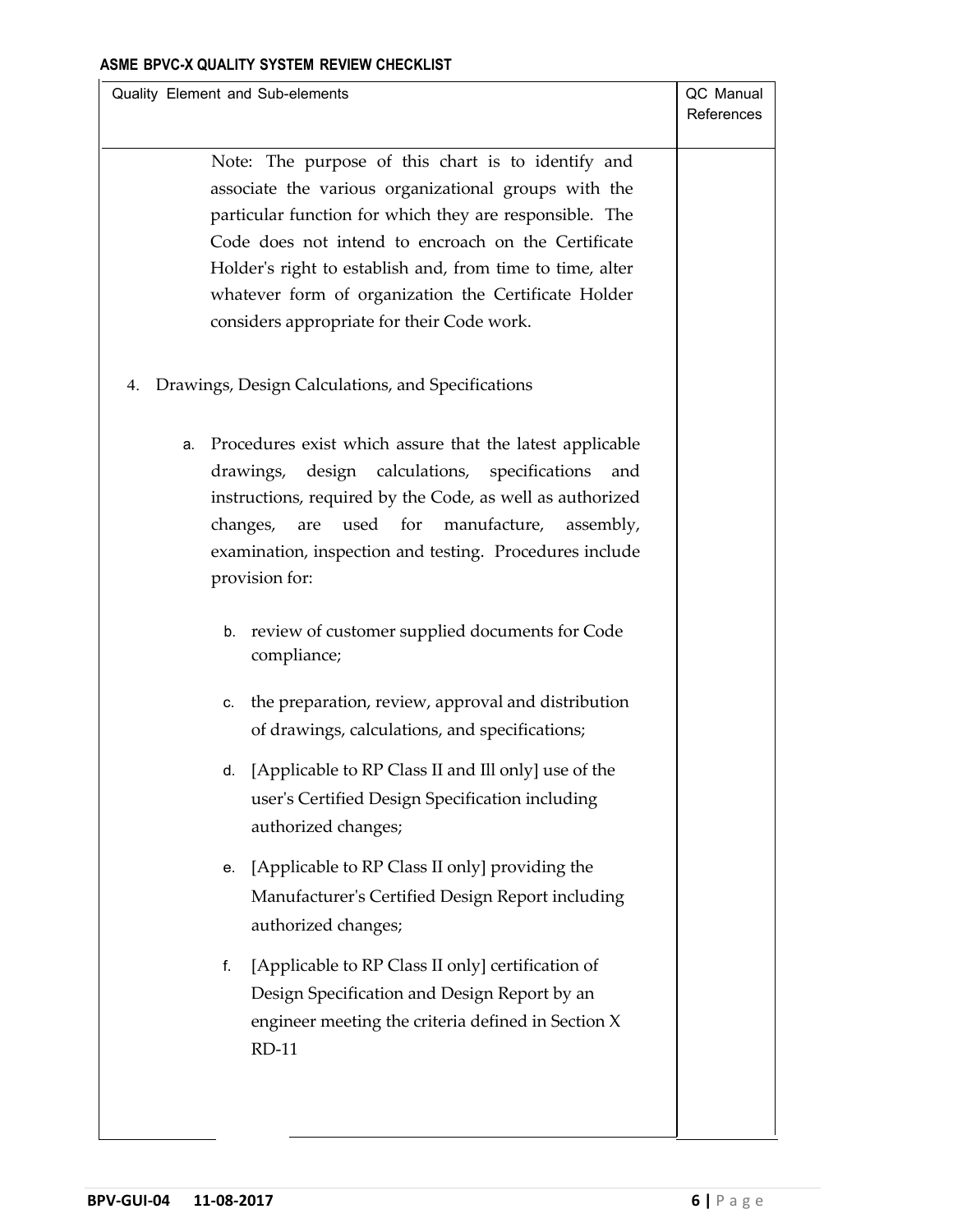ASME BPVC-X QUALITY SYSTEM REVIEW CHECKLIST

| Quality Element and Sub-elements | QC Manual References |
|---|---|
| Note: The purpose of this chart is to identify and associate the various organizational groups with the particular function for which they are responsible. The Code does not intend to encroach on the Certificate Holder's right to establish and, from time to time, alter whatever form of organization the Certificate Holder considers appropriate for their Code work. | |
| 4. Drawings, Design Calculations, and Specifications | |
| a. Procedures exist which assure that the latest applicable drawings, design calculations, specifications and instructions, required by the Code, as well as authorized changes, are used for manufacture, assembly, examination, inspection and testing. Procedures include provision for: | |
| b. review of customer supplied documents for Code compliance; | |
| c. the preparation, review, approval and distribution of drawings, calculations, and specifications; | |
| d. [Applicable to RP Class II and Ill only] use of the user's Certified Design Specification including authorized changes; | |
| e. [Applicable to RP Class II only] providing the Manufacturer's Certified Design Report including authorized changes; | |
| f. [Applicable to RP Class II only] certification of Design Specification and Design Report by an engineer meeting the criteria defined in Section X RD-11 | |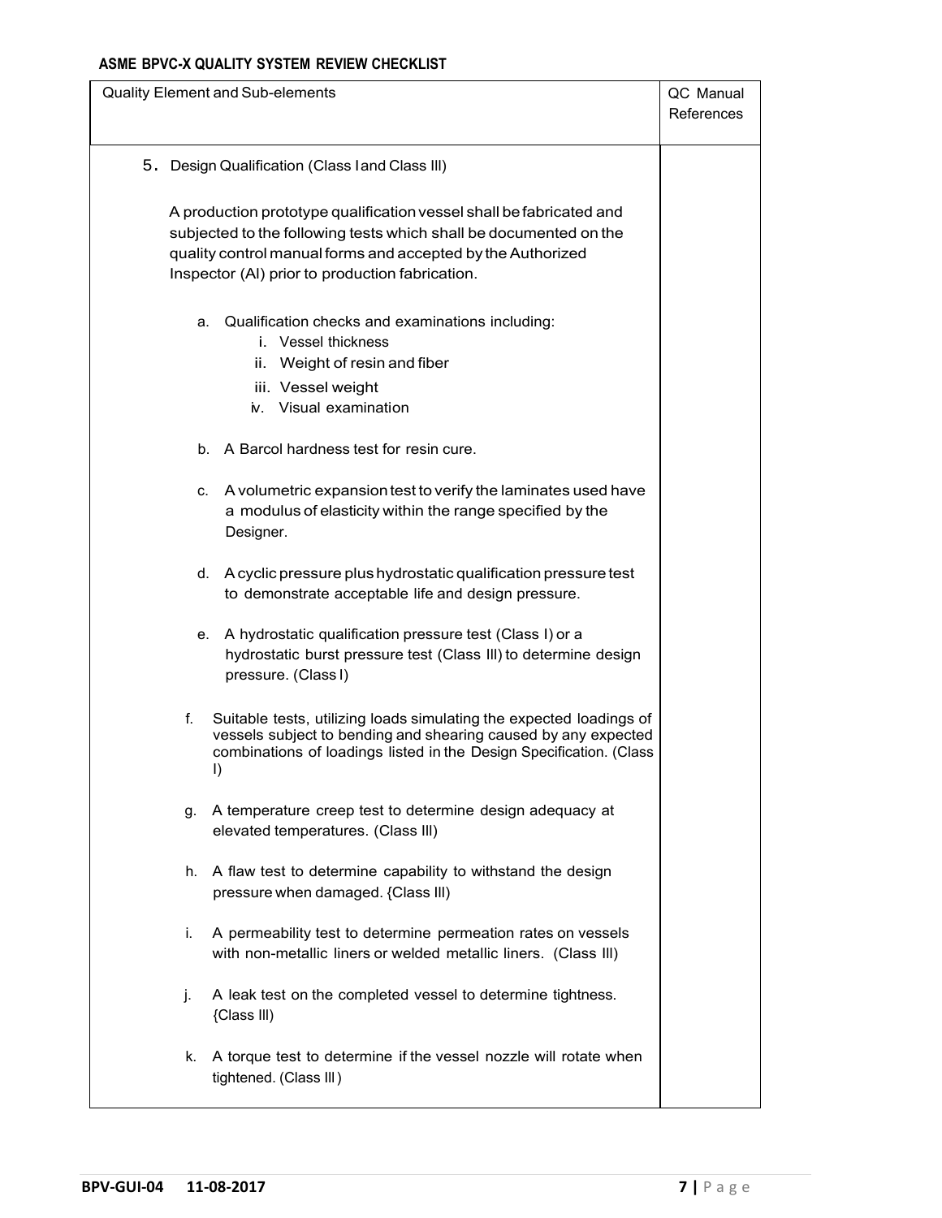## ASME BPVC-X QUALITY SYSTEM REVIEW CHECKLIST

| Quality Element and Sub-elements | QC Manual References |
|---|---|
| 5. Design Qualification (Class I and Class III)<br><br>A production prototype qualification vessel shall be fabricated and subjected to the following tests which shall be documented on the quality control manual forms and accepted by the Authorized Inspector (AI) prior to production fabrication.<br><br>a. Qualification checks and examinations including:<br>i. Vessel thickness<br>ii. Weight of resin and fiber<br>iii. Vessel weight<br>iv. Visual examination<br><br>b. A Barcol hardness test for resin cure.<br><br>c. A volumetric expansion test to verify the laminates used have a modulus of elasticity within the range specified by the Designer.<br><br>d. A cyclic pressure plus hydrostatic qualification pressure test to demonstrate acceptable life and design pressure.<br><br>e. A hydrostatic qualification pressure test (Class I) or a hydrostatic burst pressure test (Class III) to determine design pressure. (Class I)<br><br>f. Suitable tests, utilizing loads simulating the expected loadings of vessels subject to bending and shearing caused by any expected combinations of loadings listed in the Design Specification. (Class I)<br><br>g. A temperature creep test to determine design adequacy at elevated temperatures. (Class III)<br><br>h. A flaw test to determine capability to withstand the design pressure when damaged. {Class III)<br><br>i. A permeability test to determine permeation rates on vessels with non-metallic liners or welded metallic liners. (Class III)<br><br>j. A leak test on the completed vessel to determine tightness. {Class III)<br><br>k. A torque test to determine if the vessel nozzle will rotate when tightened. (Class III) | |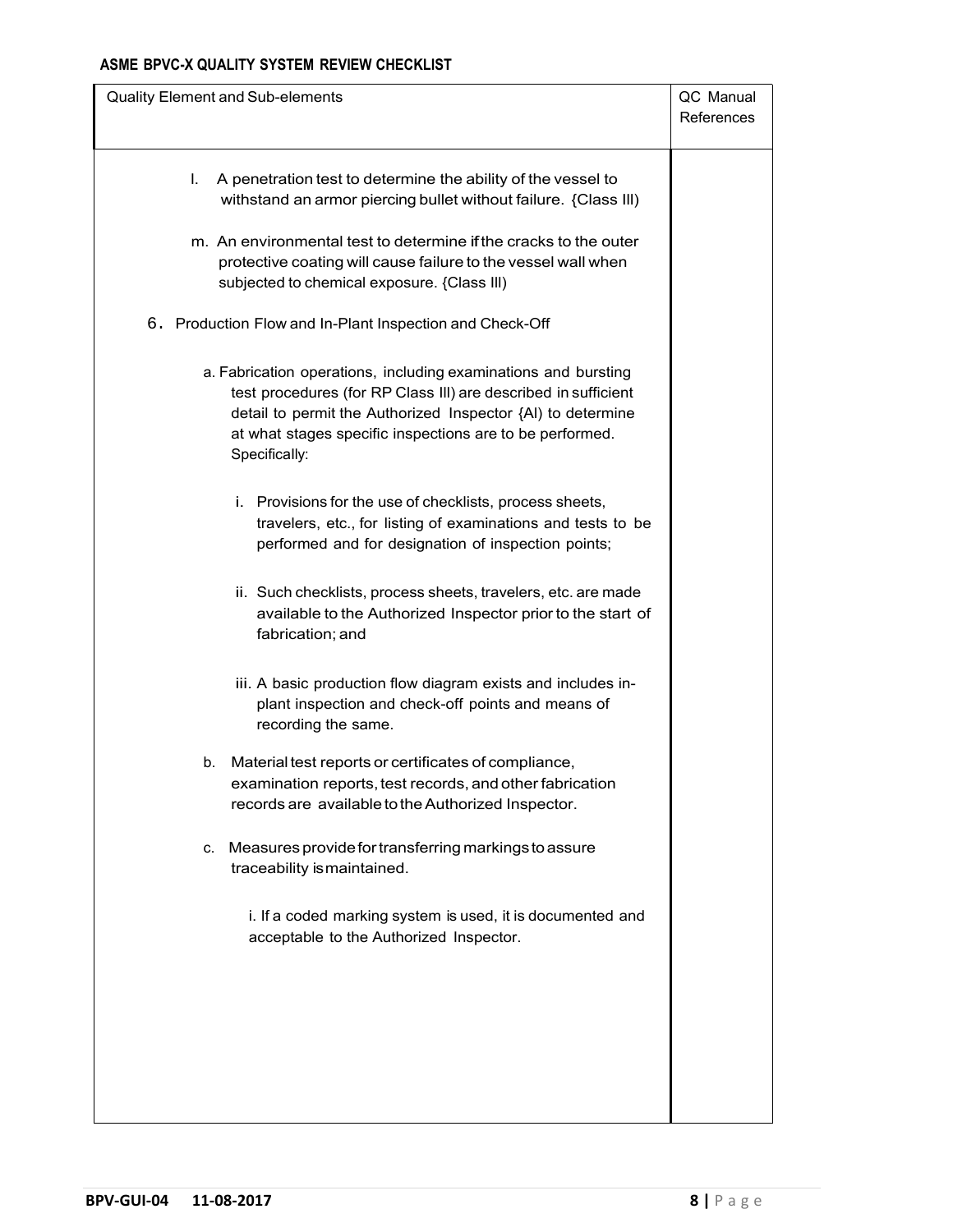**ASME BPVC-X QUALITY SYSTEM REVIEW CHECKLIST**

| Quality Element and Sub-elements | QC Manual References |
|---|---|
| l. A penetration test to determine the ability of the vessel to withstand an armor piercing bullet without failure. {Class III} | |
| m. An environmental test to determine if the cracks to the outer protective coating will cause failure to the vessel wall when subjected to chemical exposure. {Class III} | |
| 6. Production Flow and In-Plant Inspection and Check-Off | |
| a. Fabrication operations, including examinations and bursting test procedures (for RP Class III) are described in sufficient detail to permit the Authorized Inspector {AI} to determine at what stages specific inspections are to be performed. Specifically: | |
| i. Provisions for the use of checklists, process sheets, travelers, etc., for listing of examinations and tests to be performed and for designation of inspection points; | |
| ii. Such checklists, process sheets, travelers, etc. are made available to the Authorized Inspector prior to the start of fabrication; and | |
| iii. A basic production flow diagram exists and includes in-plant inspection and check-off points and means of recording the same. | |
| b. Material test reports or certificates of compliance, examination reports, test records, and other fabrication records are available to the Authorized Inspector. | |
| c. Measures provide for transferring markings to assure traceability is maintained. | |
| i. If a coded marking system is used, it is documented and acceptable to the Authorized Inspector. | |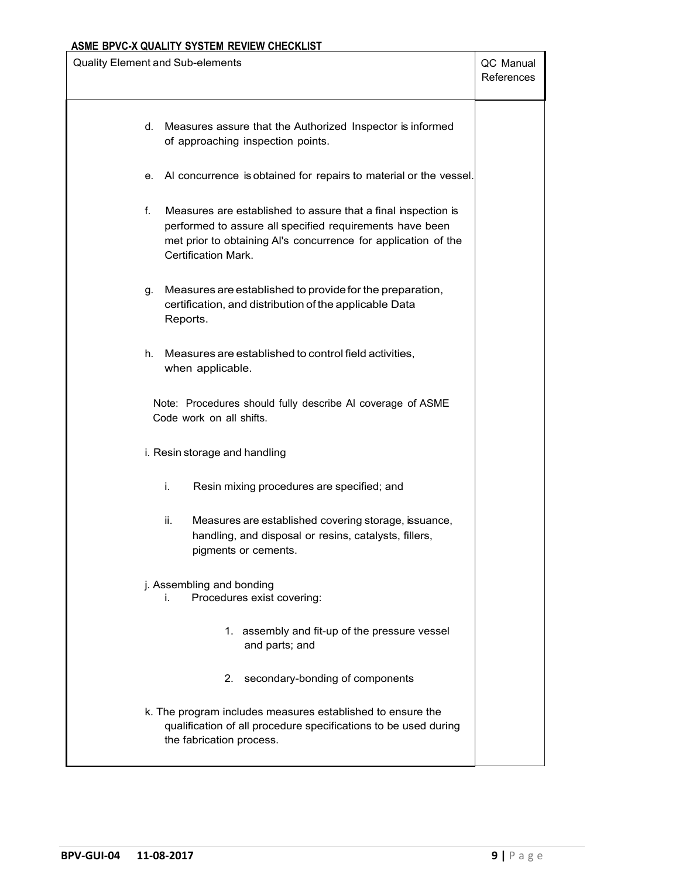**ASME BPVC-X QUALITY SYSTEM REVIEW CHECKLIST**

| Quality Element and Sub-elements | QC Manual References |
|---|---|
| d. Measures assure that the Authorized Inspector is informed of approaching inspection points. | |
| e. AI concurrence is obtained for repairs to material or the vessel. | |
| f. Measures are established to assure that a final inspection is performed to assure all specified requirements have been met prior to obtaining AI's concurrence for application of the Certification Mark. | |
| g. Measures are established to provide for the preparation, certification, and distribution of the applicable Data Reports. | |
| h. Measures are established to control field activities, when applicable. | |
| Note: Procedures should fully describe AI coverage of ASME Code work on all shifts. | |
| i. Resin storage and handling | |
| i. Resin mixing procedures are specified; and | |
| ii. Measures are established covering storage, issuance, handling, and disposal or resins, catalysts, fillers, pigments or cements. | |
| j. Assembling and bonding<br>i. Procedures exist covering: | |
| 1. assembly and fit-up of the pressure vessel and parts; and | |
| 2. secondary-bonding of components | |
| k. The program includes measures established to ensure the qualification of all procedure specifications to be used during the fabrication process. | |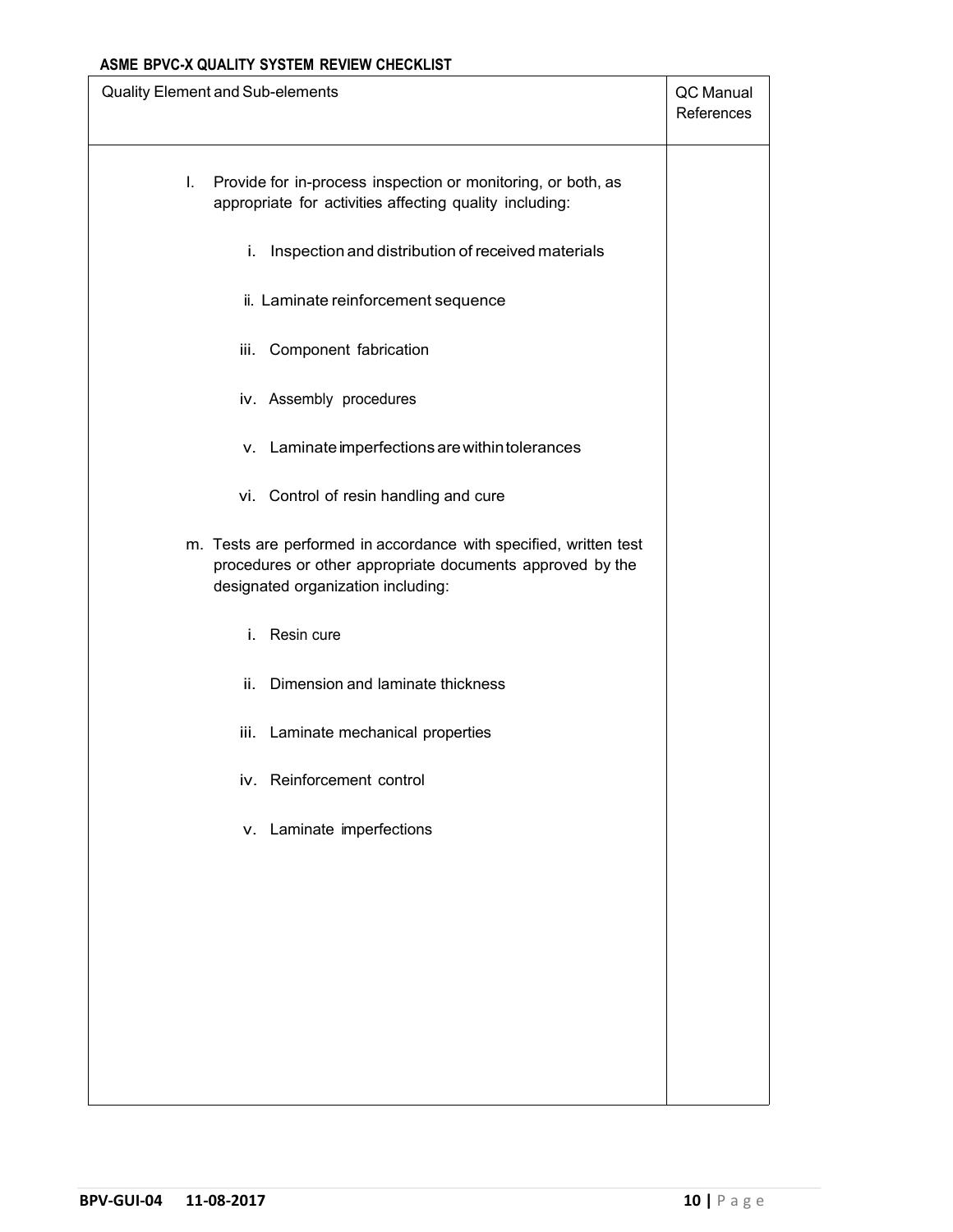**ASME BPVC-X QUALITY SYSTEM REVIEW CHECKLIST**

| Quality Element and Sub-elements | QC Manual References |
|---|---|
| l. Provide for in-process inspection or monitoring, or both, as appropriate for activities affecting quality including: | |
| i. Inspection and distribution of received materials | |
| ii. Laminate reinforcement sequence | |
| iii. Component fabrication | |
| iv. Assembly procedures | |
| v. Laminate imperfections are within tolerances | |
| vi. Control of resin handling and cure | |
| m. Tests are performed in accordance with specified, written test procedures or other appropriate documents approved by the designated organization including: | |
| i. Resin cure | |
| ii. Dimension and laminate thickness | |
| iii. Laminate mechanical properties | |
| iv. Reinforcement control | |
| v. Laminate imperfections | |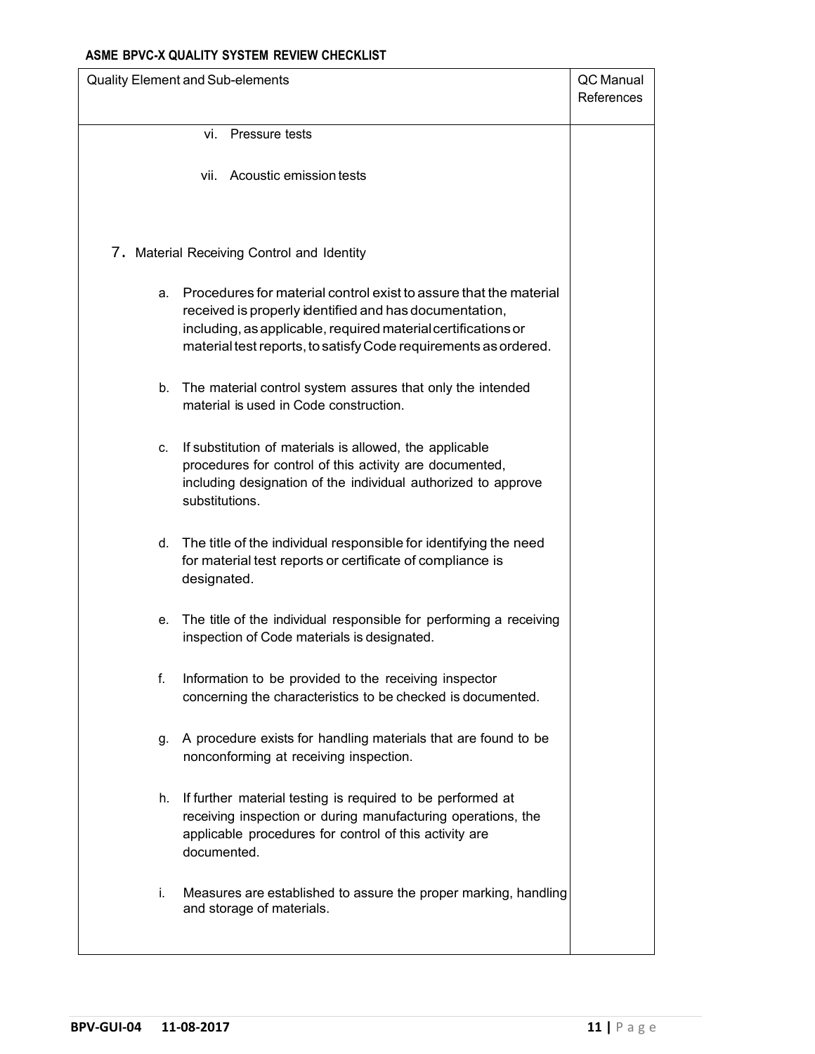**ASME BPVC-X QUALITY SYSTEM REVIEW CHECKLIST**

| Quality Element and Sub-elements | QC Manual References |
|---|---|
| vi. Pressure tests | |
| vii. Acoustic emission tests | |
| 7. Material Receiving Control and Identity | |
| a. Procedures for material control exist to assure that the material received is properly identified and has documentation, including, as applicable, required material certifications or material test reports, to satisfy Code requirements as ordered. | |
| b. The material control system assures that only the intended material is used in Code construction. | |
| c. If substitution of materials is allowed, the applicable procedures for control of this activity are documented, including designation of the individual authorized to approve substitutions. | |
| d. The title of the individual responsible for identifying the need for material test reports or certificate of compliance is designated. | |
| e. The title of the individual responsible for performing a receiving inspection of Code materials is designated. | |
| f. Information to be provided to the receiving inspector concerning the characteristics to be checked is documented. | |
| g. A procedure exists for handling materials that are found to be nonconforming at receiving inspection. | |
| h. If further material testing is required to be performed at receiving inspection or during manufacturing operations, the applicable procedures for control of this activity are documented. | |
| i. Measures are established to assure the proper marking, handling and storage of materials. | |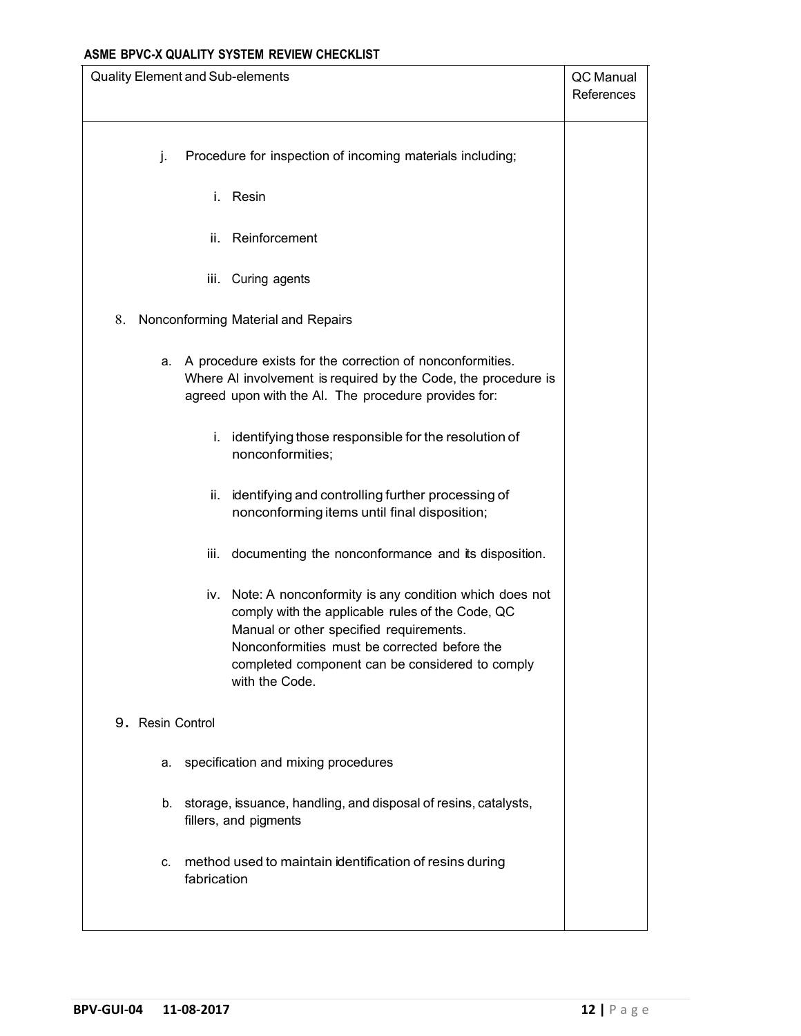ASME BPVC-X QUALITY SYSTEM REVIEW CHECKLIST

| Quality Element and Sub-elements | QC Manual References |
| --- | --- |
| j. Procedure for inspection of incoming materials including; | |
| i. Resin | |
| ii. Reinforcement | |
| iii. Curing agents | |
| 8. Nonconforming Material and Repairs | |
| a. A procedure exists for the correction of nonconformities. Where AI involvement is required by the Code, the procedure is agreed upon with the AI. The procedure provides for: | |
| i. identifying those responsible for the resolution of nonconformities; | |
| ii. identifying and controlling further processing of nonconforming items until final disposition; | |
| iii. documenting the nonconformance and its disposition. | |
| iv. Note: A nonconformity is any condition which does not comply with the applicable rules of the Code, QC Manual or other specified requirements. Nonconformities must be corrected before the completed component can be considered to comply with the Code. | |
| 9. Resin Control | |
| a. specification and mixing procedures | |
| b. storage, issuance, handling, and disposal of resins, catalysts, fillers, and pigments | |
| c. method used to maintain identification of resins during fabrication | |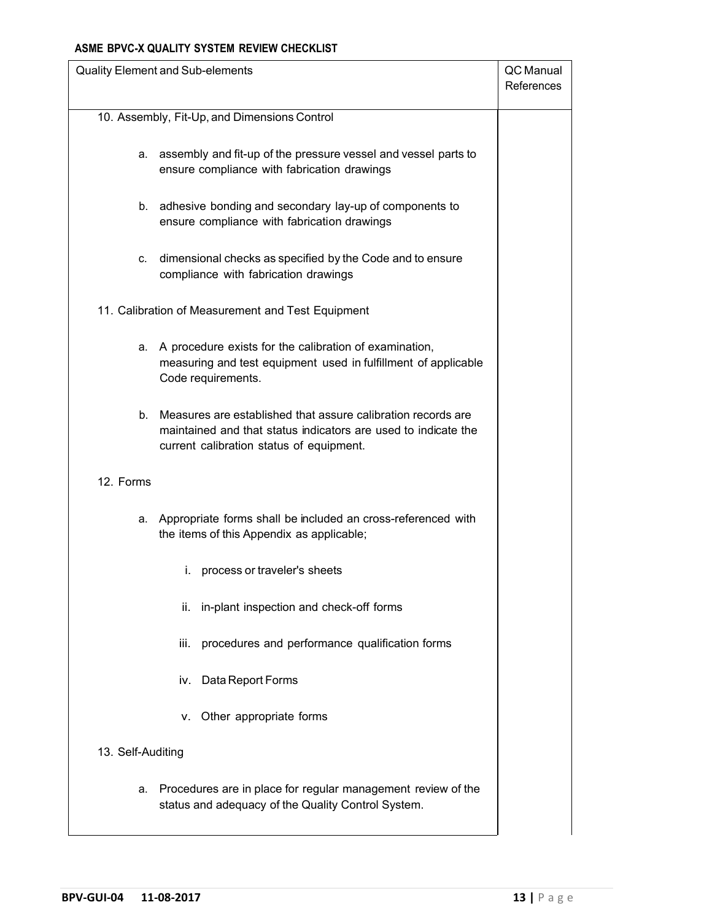**ASME BPVC-X QUALITY SYSTEM REVIEW CHECKLIST**

| Quality Element and Sub-elements | QC Manual References |
|---|---|
| 10. Assembly, Fit-Up, and Dimensions Control | |
| a. assembly and fit-up of the pressure vessel and vessel parts to ensure compliance with fabrication drawings | |
| b. adhesive bonding and secondary lay-up of components to ensure compliance with fabrication drawings | |
| c. dimensional checks as specified by the Code and to ensure compliance with fabrication drawings | |
| 11. Calibration of Measurement and Test Equipment | |
| a. A procedure exists for the calibration of examination, measuring and test equipment used in fulfillment of applicable Code requirements. | |
| b. Measures are established that assure calibration records are maintained and that status indicators are used to indicate the current calibration status of equipment. | |
| 12. Forms | |
| a. Appropriate forms shall be included an cross-referenced with the items of this Appendix as applicable; | |
| i. process or traveler's sheets | |
| ii. in-plant inspection and check-off forms | |
| iii. procedures and performance qualification forms | |
| iv. Data Report Forms | |
| v. Other appropriate forms | |
| 13. Self-Auditing | |
| a. Procedures are in place for regular management review of the status and adequacy of the Quality Control System. | |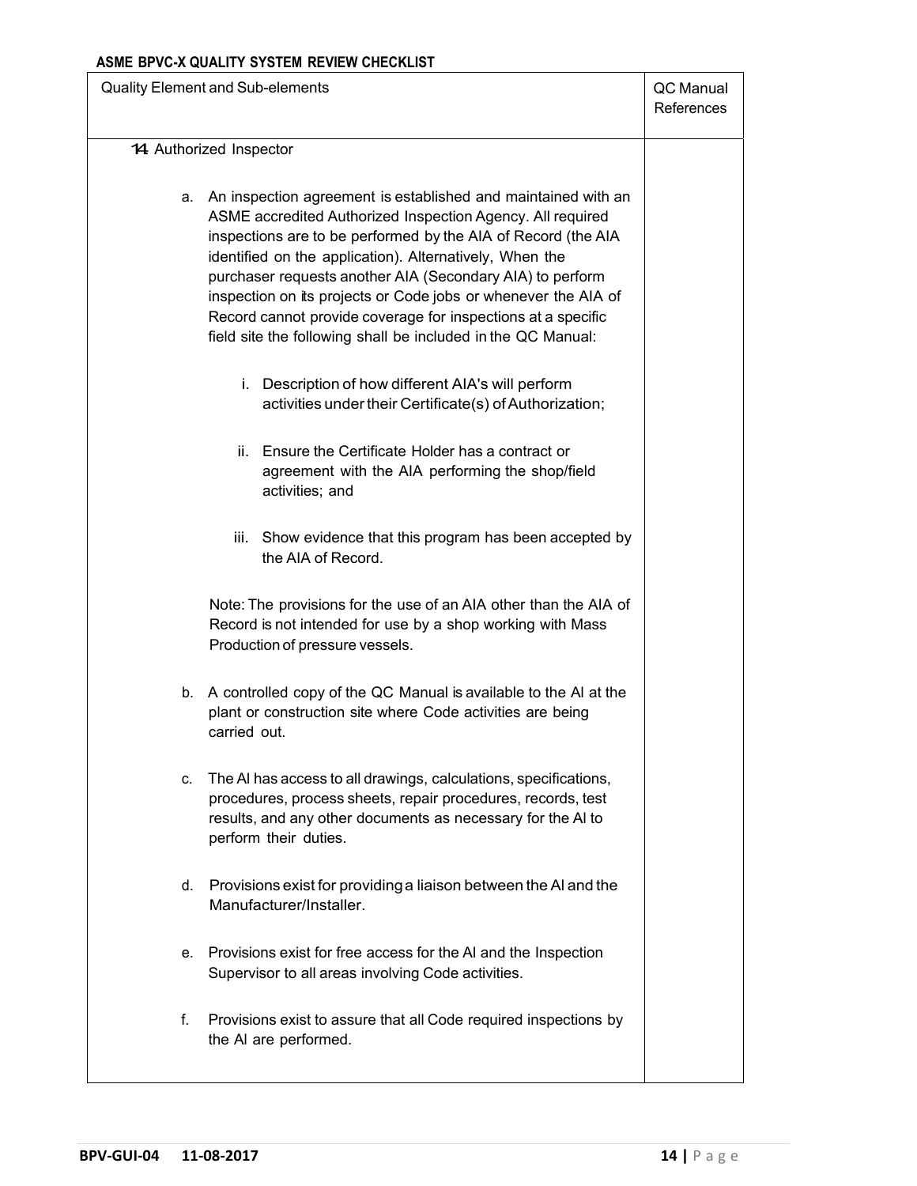**ASME BPVC-X QUALITY SYSTEM REVIEW CHECKLIST**

| Quality Element and Sub-elements | QC Manual References |
|---|---|
| 14. Authorized Inspector | |
| a. An inspection agreement is established and maintained with an ASME accredited Authorized Inspection Agency. All required inspections are to be performed by the AIA of Record (the AIA identified on the application). Alternatively, When the purchaser requests another AIA (Secondary AIA) to perform inspection on its projects or Code jobs or whenever the AIA of Record cannot provide coverage for inspections at a specific field site the following shall be included in the QC Manual: | |
| i. Description of how different AIA's will perform activities under their Certificate(s) of Authorization; | |
| ii. Ensure the Certificate Holder has a contract or agreement with the AIA performing the shop/field activities; and | |
| iii. Show evidence that this program has been accepted by the AIA of Record. | |
| Note: The provisions for the use of an AIA other than the AIA of Record is not intended for use by a shop working with Mass Production of pressure vessels. | |
| b. A controlled copy of the QC Manual is available to the AI at the plant or construction site where Code activities are being carried out. | |
| c. The AI has access to all drawings, calculations, specifications, procedures, process sheets, repair procedures, records, test results, and any other documents as necessary for the AI to perform their duties. | |
| d. Provisions exist for providing a liaison between the AI and the Manufacturer/Installer. | |
| e. Provisions exist for free access for the AI and the Inspection Supervisor to all areas involving Code activities. | |
| f. Provisions exist to assure that all Code required inspections by the AI are performed. | |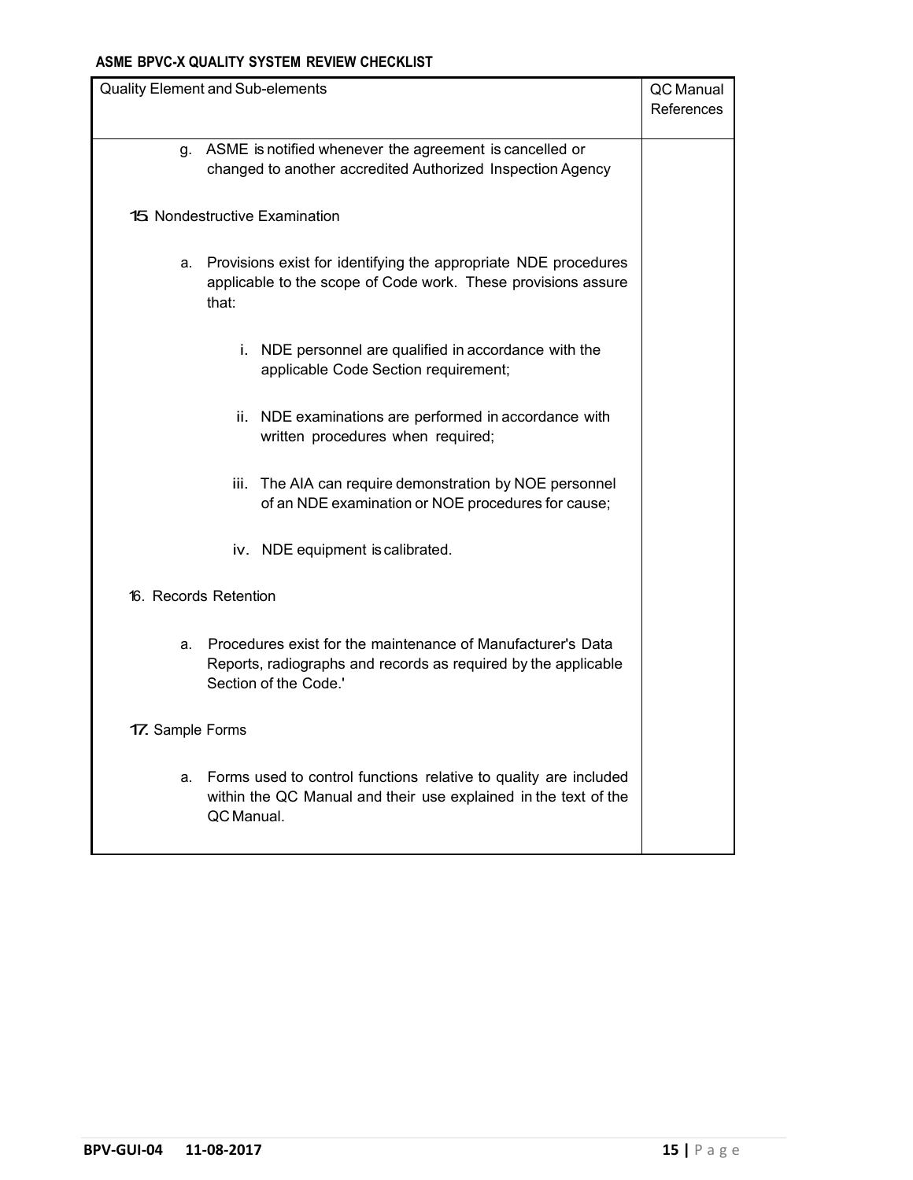**ASME BPVC-X QUALITY SYSTEM REVIEW CHECKLIST**

| Quality Element and Sub-elements | QC Manual References |
|---|---|
| g. ASME is notified whenever the agreement is cancelled or changed to another accredited Authorized Inspection Agency | |
| 15. Nondestructive Examination | |
| a. Provisions exist for identifying the appropriate NDE procedures applicable to the scope of Code work. These provisions assure that: | |
| i. NDE personnel are qualified in accordance with the applicable Code Section requirement; | |
| ii. NDE examinations are performed in accordance with written procedures when required; | |
| iii. The AIA can require demonstration by NOE personnel of an NDE examination or NOE procedures for cause; | |
| iv. NDE equipment is calibrated. | |
| 16. Records Retention | |
| a. Procedures exist for the maintenance of Manufacturer's Data Reports, radiographs and records as required by the applicable Section of the Code.' | |
| 17. Sample Forms | |
| a. Forms used to control functions relative to quality are included within the QC Manual and their use explained in the text of the QC Manual. | |